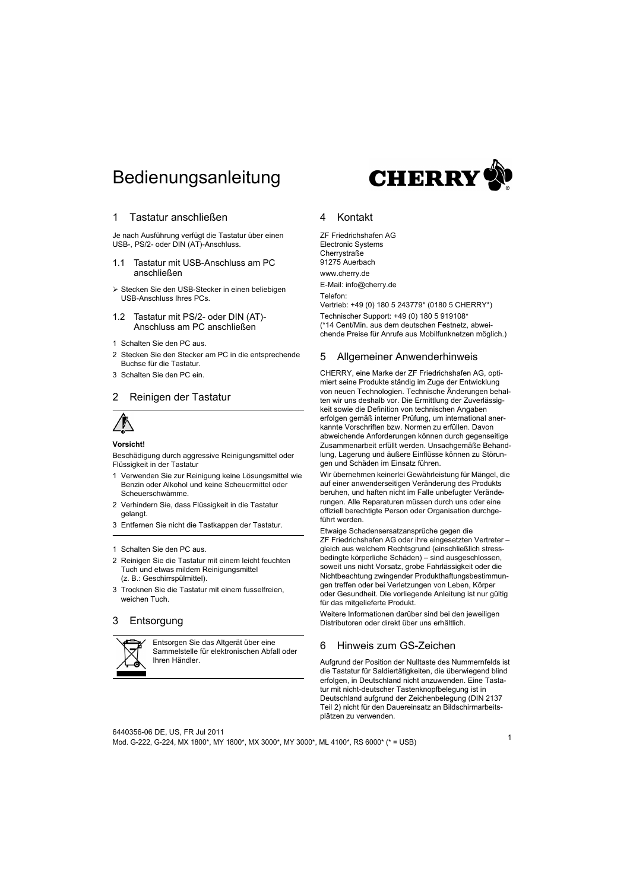# Bedienungsanleitung

## 1 Tastatur anschließen

Je nach Ausführung verfügt die Tastatur über einen USB-, PS/2- oder DIN (AT)-Anschluss.

### 1.1 Tastatur mit USB-Anschluss am PC anschließen

- Stecken Sie den USB-Stecker in einen beliebigen USB-Anschluss Ihres PCs.

### 1.2 Tastatur mit PS/2- oder DIN (AT)-Anschluss am PC anschließen

1. Schalten Sie den PC aus.
2. Stecken Sie den Stecker am PC in die entsprechende Buchse für die Tastatur.
3. Schalten Sie den PC ein.

## 2 Reinigen der Tastatur

**Vorsicht!**

Beschädigung durch aggressive Reinigungsmittel oder Flüssigkeit in der Tastatur

1. Verwenden Sie zur Reinigung keine Lösungsmittel wie Benzin oder Alkohol und keine Scheuermittel oder Scheuerschwämme.
2. Verhindern Sie, dass Flüssigkeit in die Tastatur gelangt.
3. Entfernen Sie nicht die Tastkappen der Tastatur.

---

1. Schalten Sie den PC aus.
2. Reinigen Sie die Tastatur mit einem leicht feuchten Tuch und etwas mildem Reinigungsmittel (z. B.: Geschirrspülmittel).
3. Trocknen Sie die Tastatur mit einem fusselfreien, weichen Tuch.

## 3 Entsorgung

Entsorgen Sie das Altgerät über eine Sammelstelle für elektronischen Abfall oder Ihren Händler.

## 4 Kontakt

ZF Friedrichshafen AG
Electronic Systems
Cherrystraße
91275 Auerbach

www.cherry.de

E-Mail: info@cherry.de

Telefon:
Vertrieb: +49 (0) 180 5 243779* (0180 5 CHERRY*)

Technischer Support: +49 (0) 180 5 919108*
(*14 Cent/Min. aus dem deutschen Festnetz, abweichende Preise für Anrufe aus Mobilfunknetzen möglich.)

## 5 Allgemeiner Anwenderhinweis

CHERRY, eine Marke der ZF Friedrichshafen AG, optimiert seine Produkte ständig im Zuge der Entwicklung von neuen Technologien. Technische Änderungen behalten wir uns deshalb vor. Die Ermittlung der Zuverlässigkeit sowie die Definition von technischen Angaben erfolgen gemäß interner Prüfung, um international anerkannte Vorschriften bzw. Normen zu erfüllen. Davon abweichende Anforderungen können durch gegenseitige Zusammenarbeit erfüllt werden. Unsachgemäße Behandlung, Lagerung und äußere Einflüsse können zu Störungen und Schäden im Einsatz führen.

Wir übernehmen keinerlei Gewährleistung für Mängel, die auf einer anwenderseitigen Veränderung des Produkts beruhen, und haften nicht im Falle unbefugter Veränderungen. Alle Reparaturen müssen durch uns oder eine offiziell berechtigte Person oder Organisation durchgeführt werden.

Etwaige Schadensersatzansprüche gegen die ZF Friedrichshafen AG oder ihre eingesetzten Vertreter – gleich aus welchem Rechtsgrund (einschließlich stressbedingte körperliche Schäden) – sind ausgeschlossen, soweit uns nicht Vorsatz, grobe Fahrlässigkeit oder die Nichtbeachtung zwingender Produkthaftungsbestimmungen treffen oder bei Verletzungen von Leben, Körper oder Gesundheit. Die vorliegende Anleitung ist nur gültig für das mitgelieferte Produkt.

Weitere Informationen darüber sind bei den jeweiligen Distributoren oder direkt über uns erhältlich.

## 6 Hinweis zum GS-Zeichen

Aufgrund der Position der Nulltaste des Nummernfelds ist die Tastatur für Saldiertätigkeiten, die überwiegend blind erfolgen, in Deutschland nicht anzuwenden. Eine Tastatur mit nicht-deutscher Tastenknopfbelegung ist in Deutschland aufgrund der Zeichenbelegung (DIN 2137 Teil 2) nicht für den Dauereinsatz an Bildschirmarbeitsplätzen zu verwenden.

6440356-06 DE, US, FR Jul 2011
Mod. G-222, G-224, MX 1800*, MY 1800*, MX 3000*, MY 3000*, ML 4100*, RS 6000* (* = USB)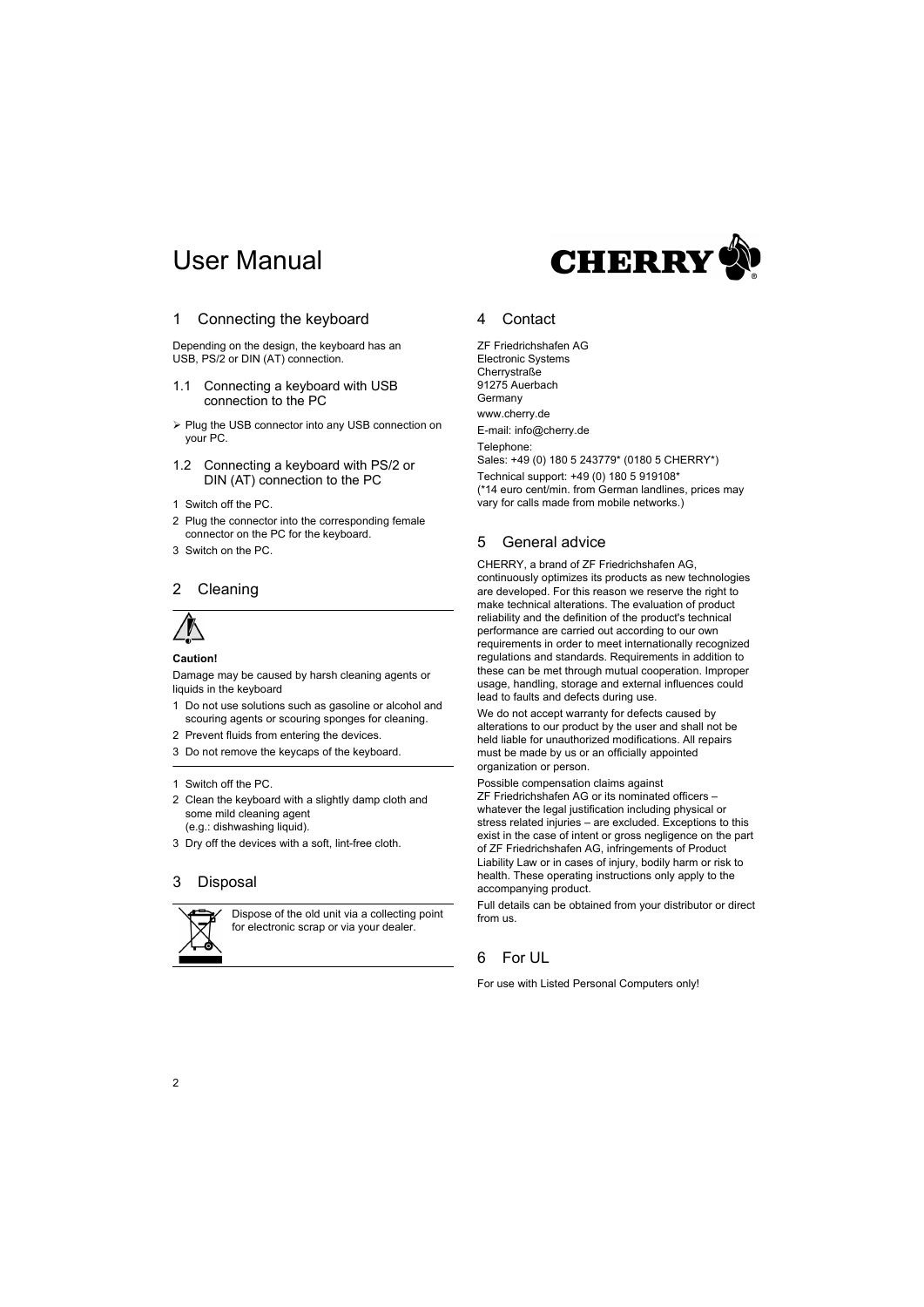# User Manual

CHERRY

## 1 Connecting the keyboard

Depending on the design, the keyboard has an USB, PS/2 or DIN (AT) connection.

### 1.1 Connecting a keyboard with USB connection to the PC

- Plug the USB connector into any USB connection on your PC.

### 1.2 Connecting a keyboard with PS/2 or DIN (AT) connection to the PC

1. Switch off the PC.
2. Plug the connector into the corresponding female connector on the PC for the keyboard.
3. Switch on the PC.

## 2 Cleaning

**Caution!**

Damage may be caused by harsh cleaning agents or liquids in the keyboard

1. Do not use solutions such as gasoline or alcohol and scouring agents or scouring sponges for cleaning.
2. Prevent fluids from entering the devices.
3. Do not remove the keycaps of the keyboard.

---

1. Switch off the PC.
2. Clean the keyboard with a slightly damp cloth and some mild cleaning agent (e.g.: dishwashing liquid).
3. Dry off the devices with a soft, lint-free cloth.

## 3 Disposal

Dispose of the old unit via a collecting point for electronic scrap or via your dealer.

## 4 Contact

ZF Friedrichshafen AG
Electronic Systems
Cherrystraße
91275 Auerbach
Germany

www.cherry.de

E-mail: info@cherry.de

Telephone:
Sales: +49 (0) 180 5 243779* (0180 5 CHERRY*)

Technical support: +49 (0) 180 5 919108*
(*14 euro cent/min. from German landlines, prices may vary for calls made from mobile networks.)

## 5 General advice

CHERRY, a brand of ZF Friedrichshafen AG, continuously optimizes its products as new technologies are developed. For this reason we reserve the right to make technical alterations. The evaluation of product reliability and the definition of the product's technical performance are carried out according to our own requirements in order to meet internationally recognized regulations and standards. Requirements in addition to these can be met through mutual cooperation. Improper usage, handling, storage and external influences could lead to faults and defects during use.

We do not accept warranty for defects caused by alterations to our product by the user and shall not be held liable for unauthorized modifications. All repairs must be made by us or an officially appointed organization or person.

Possible compensation claims against ZF Friedrichshafen AG or its nominated officers – whatever the legal justification including physical or stress related injuries – are excluded. Exceptions to this exist in the case of intent or gross negligence on the part of ZF Friedrichshafen AG, infringements of Product Liability Law or in cases of injury, bodily harm or risk to health. These operating instructions only apply to the accompanying product.

Full details can be obtained from your distributor or direct from us.

## 6 For UL

For use with Listed Personal Computers only!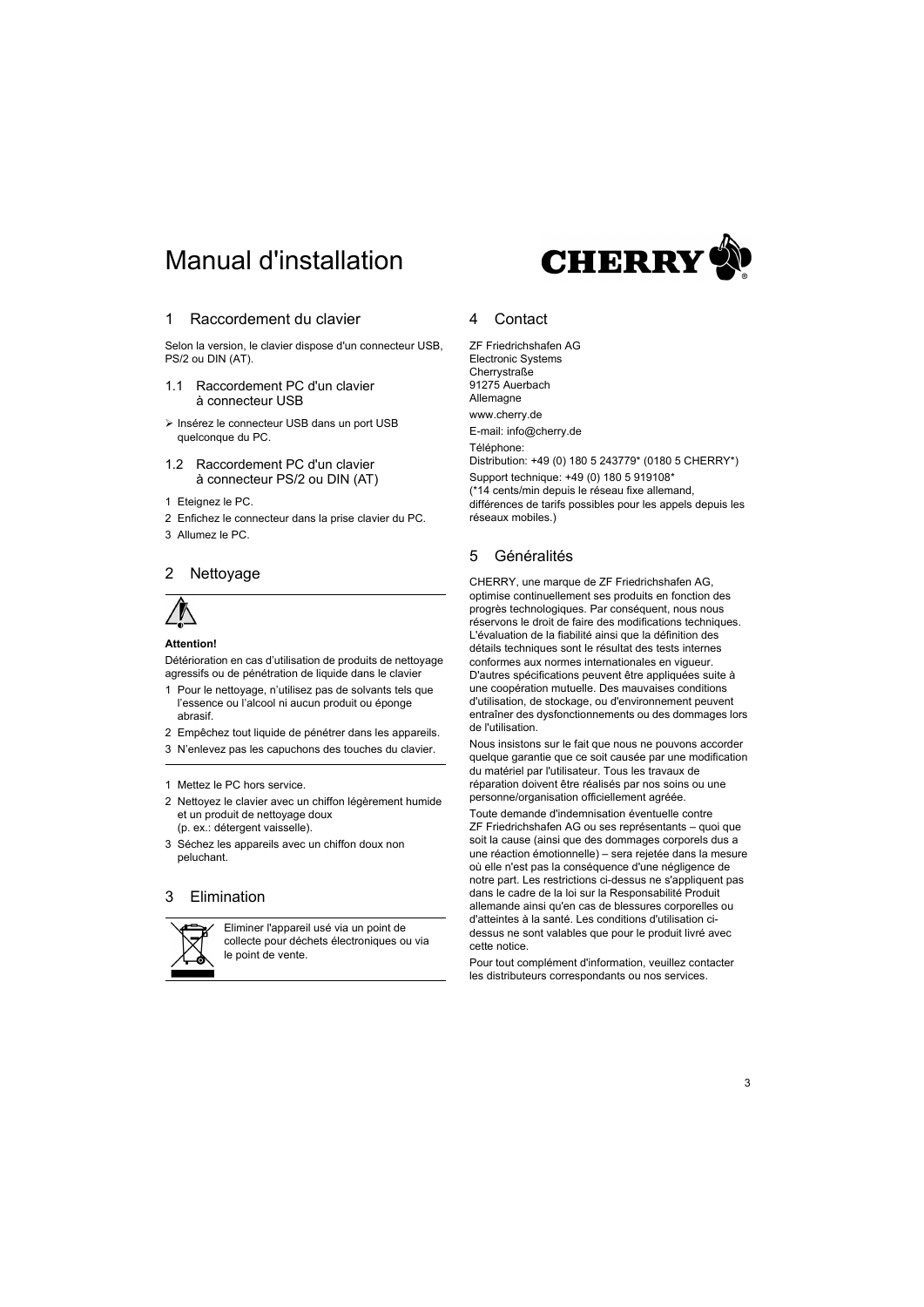# Manual d'installation

CHERRY

## 1 Raccordement du clavier

Selon la version, le clavier dispose d'un connecteur USB, PS/2 ou DIN (AT).

### 1.1 Raccordement PC d'un clavier à connecteur USB

- Insérez le connecteur USB dans un port USB quelconque du PC.

### 1.2 Raccordement PC d'un clavier à connecteur PS/2 ou DIN (AT)

1. Eteignez le PC.
2. Enfichez le connecteur dans la prise clavier du PC.
3. Allumez le PC.

## 2 Nettoyage

**Attention!**

Détérioration en cas d'utilisation de produits de nettoyage agressifs ou de pénétration de liquide dans le clavier

1. Pour le nettoyage, n'utilisez pas de solvants tels que l'essence ou l'alcool ni aucun produit ou éponge abrasif.
2. Empêchez tout liquide de pénétrer dans les appareils.
3. N'enlevez pas les capuchons des touches du clavier.

---

1. Mettez le PC hors service.
2. Nettoyez le clavier avec un chiffon légèrement humide et un produit de nettoyage doux (p. ex.: détergent vaisselle).
3. Séchez les appareils avec un chiffon doux non peluchant.

## 3 Elimination

Eliminer l'appareil usé via un point de collecte pour déchets électroniques ou via le point de vente.

## 4 Contact

ZF Friedrichshafen AG
Electronic Systems
Cherrystraße
91275 Auerbach
Allemagne

www.cherry.de

E-mail: info@cherry.de

Téléphone:
Distribution: +49 (0) 180 5 243779* (0180 5 CHERRY*)

Support technique: +49 (0) 180 5 919108*
(*14 cents/min depuis le réseau fixe allemand, différences de tarifs possibles pour les appels depuis les réseaux mobiles.)

## 5 Généralités

CHERRY, une marque de ZF Friedrichshafen AG, optimise continuellement ses produits en fonction des progrès technologiques. Par conséquent, nous nous réservons le droit de faire des modifications techniques. L'évaluation de la fiabilité ainsi que la définition des détails techniques sont le résultat des tests internes conformes aux normes internationales en vigueur. D'autres spécifications peuvent être appliquées suite à une coopération mutuelle. Des mauvaises conditions d'utilisation, de stockage, ou d'environnement peuvent entraîner des dysfonctionnements ou des dommages lors de l'utilisation.

Nous insistons sur le fait que nous ne pouvons accorder quelque garantie que ce soit causée par une modification du matériel par l'utilisateur. Tous les travaux de réparation doivent être réalisés par nos soins ou une personne/organisation officiellement agréée.

Toute demande d'indemnisation éventuelle contre ZF Friedrichshafen AG ou ses représentants – quoi que soit la cause (ainsi que des dommages corporels dus a une réaction émotionnelle) – sera rejetée dans la mesure où elle n'est pas la conséquence d'une négligence de notre part. Les restrictions ci-dessus ne s'appliquent pas dans le cadre de la loi sur la Responsabilité Produit allemande ainsi qu'en cas de blessures corporelles ou d'atteintes à la santé. Les conditions d'utilisation ci-dessus ne sont valables que pour le produit livré avec cette notice.

Pour tout complément d'information, veuillez contacter les distributeurs correspondants ou nos services.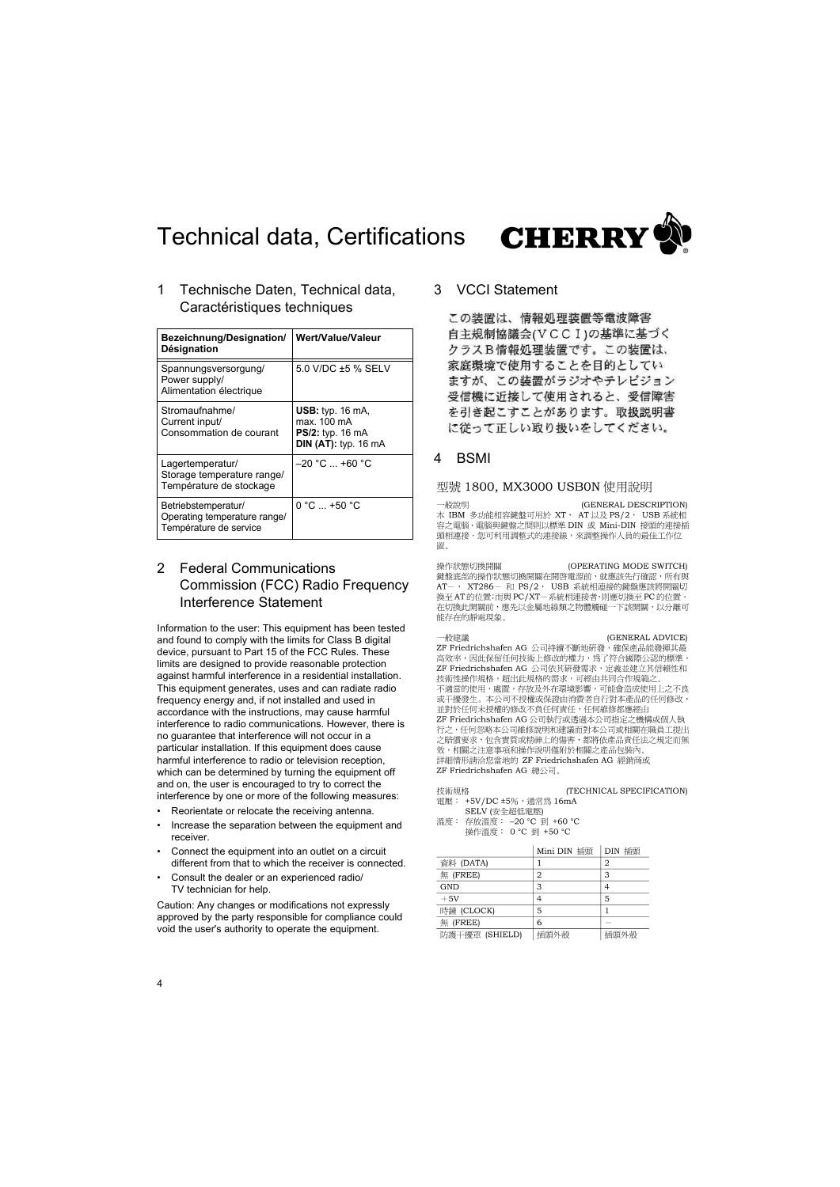# Technical data, Certifications

## 1 Technische Daten, Technical data, Caractéristiques techniques

| Bezeichnung/Designation/ Désignation | Wert/Value/Valeur |
|---|---|
| Spannungsversorgung/ Power supply/ Alimentation électrique | 5.0 V/DC ±5 % SELV |
| Stromaufnahme/ Current input/ Consommation de courant | **USB:** typ. 16 mA, max. 100 mA **PS/2:** typ. 16 mA **DIN (AT):** typ. 16 mA |
| Lagertemperatur/ Storage temperature range/ Température de stockage | –20 °C ... +60 °C |
| Betriebstemperatur/ Operating temperature range/ Température de service | 0 °C ... +50 °C |

## 2 Federal Communications Commission (FCC) Radio Frequency Interference Statement

Information to the user: This equipment has been tested and found to comply with the limits for Class B digital device, pursuant to Part 15 of the FCC Rules. These limits are designed to provide reasonable protection against harmful interference in a residential installation. This equipment generates, uses and can radiate radio frequency energy and, if not installed and used in accordance with the instructions, may cause harmful interference to radio communications. However, there is no guarantee that interference will not occur in a particular installation. If this equipment does cause harmful interference to radio or television reception, which can be determined by turning the equipment off and on, the user is encouraged to try to correct the interference by one or more of the following measures:

- Reorientate or relocate the receiving antenna.
- Increase the separation between the equipment and receiver.
- Connect the equipment into an outlet on a circuit different from that to which the receiver is connected.
- Consult the dealer or an experienced radio/ TV technician for help.

Caution: Any changes or modifications not expressly approved by the party responsible for compliance could void the user's authority to operate the equipment.

## 3 VCCI Statement

この装置は、情報処理装置等電波障害自主規制協議会(ＶＣＣＩ)の基準に基づくクラスＢ情報処理装置です。この装置は、家庭環境で使用することを目的としていますが、この装置がラジオやテレビジョン受信機に近接して使用されると、受信障害を引き起こすことがあります。取扱説明書に従って正しい取り扱いをしてください。

## 4 BSMI

型號 1800, MX3000 USB0N 使用說明

一般說明 (GENERAL DESCRIPTION)
本 IBM 多功能相容鍵盤可用於 XT、 AT 以及 PS/2， USB 系統相容之電腦，電腦與鍵盤之間則以標準 DIN 或 Mini-DIN 接頭的連接插頭相連接，您可利用調整式的連接線，來調整操作人員的最佳工作位置。

操作狀態切換開關 (OPERATING MODE SWITCH)
鍵盤底部的操作狀態切換開關在開啓電源前，就應該先行確認，所有與 AT－， XT286－ 和 PS/2， USB 系統相連接的鍵盤應該將開關切換至 AT 的位置;而與 PC/XT－系統相連接者,則應切換至 PC 的位置，在切換此開關前，應先以金屬地線類之物體觸碰一下該開關，以分離可能存在的靜電現象。

一般建議 (GENERAL ADVICE)
ZF Friedrichshafen AG 公司持續不斷地研發，確保產品能發揮其最高效率，因此保留任何技術上修改的權力，爲了符合國際公認的標準，ZF Friedrichshafen AG 公司依其研發需求，定義並建立其信賴性和技術性操作規格，超出此規格的需求，可經由共同合作規範之。
不適當的使用，處置，存放及外在環境影響，可能會造成使用上之不良或干擾發生。本公司不授權或保證由消費者自行對本產品的任何修改，並對於任何未授權的修改不負任何責任，任何維修都應經由
ZF Friedrichshafen AG 公司執行或透過本公司指定之機構或個人執行之，任何忽略本公司維修說明和建議而對本公司或相關在職員工提出之賠償要求，包含實質或精神上的傷害，都將依產品責任法之規定而無效，相關之注意事項和操作說明備附於相關之產品包裝內。
詳細情形請洽您當地的 ZF Friedrichshafen AG 經銷商或
ZF Friedrichshafen AG 總公司。

技術規格 (TECHNICAL SPECIFICATION)
電壓： +5V/DC ±5%，通常爲 16mA
SELV (安全超低電壓)
溫度： 存放溫度： –20 °C 到 +60 °C
操作溫度： 0 °C 到 +50 °C

| | Mini DIN 插頭 | DIN 插頭 |
|---|---|---|
| 資料 (DATA) | 1 | 2 |
| 無 (FREE) | 2 | 3 |
| GND | 3 | 4 |
| ＋5V | 4 | 5 |
| 時鐘 (CLOCK) | 5 | 1 |
| 無 (FREE) | 6 | – |
| 防護干擾罩 (SHIELD) | 插頭外殼 | 插頭外殼 |